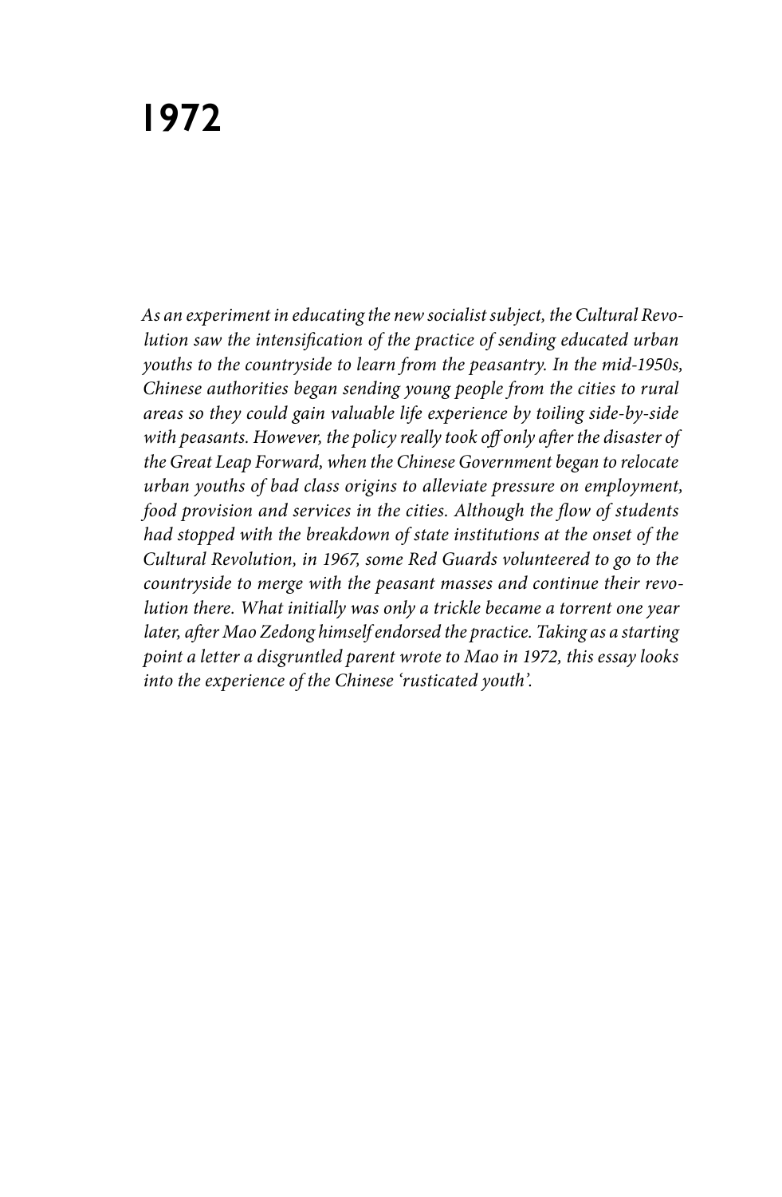# 1972

*As an experiment in educating the new socialist subject, the Cultural Revolution saw the intensification of the practice of sending educated urban youths to the countryside to learn from the peasantry. In the mid-1950s, Chinese authorities began sending young people from the cities to rural areas so they could gain valuable life experience by toiling side-by-side with peasants. However, the policy really took off only after the disaster of the Great Leap Forward, when the Chinese Government began to relocate urban youths of bad class origins to alleviate pressure on employment, food provision and services in the cities. Although the flow of students had stopped with the breakdown of state institutions at the onset of the Cultural Revolution, in 1967, some Red Guards volunteered to go to the countryside to merge with the peasant masses and continue their revolution there. What initially was only a trickle became a torrent one year later, after Mao Zedong himself endorsed the practice. Taking as a starting point a letter a disgruntled parent wrote to Mao in 1972, this essay looks into the experience of the Chinese 'rusticated youth'.*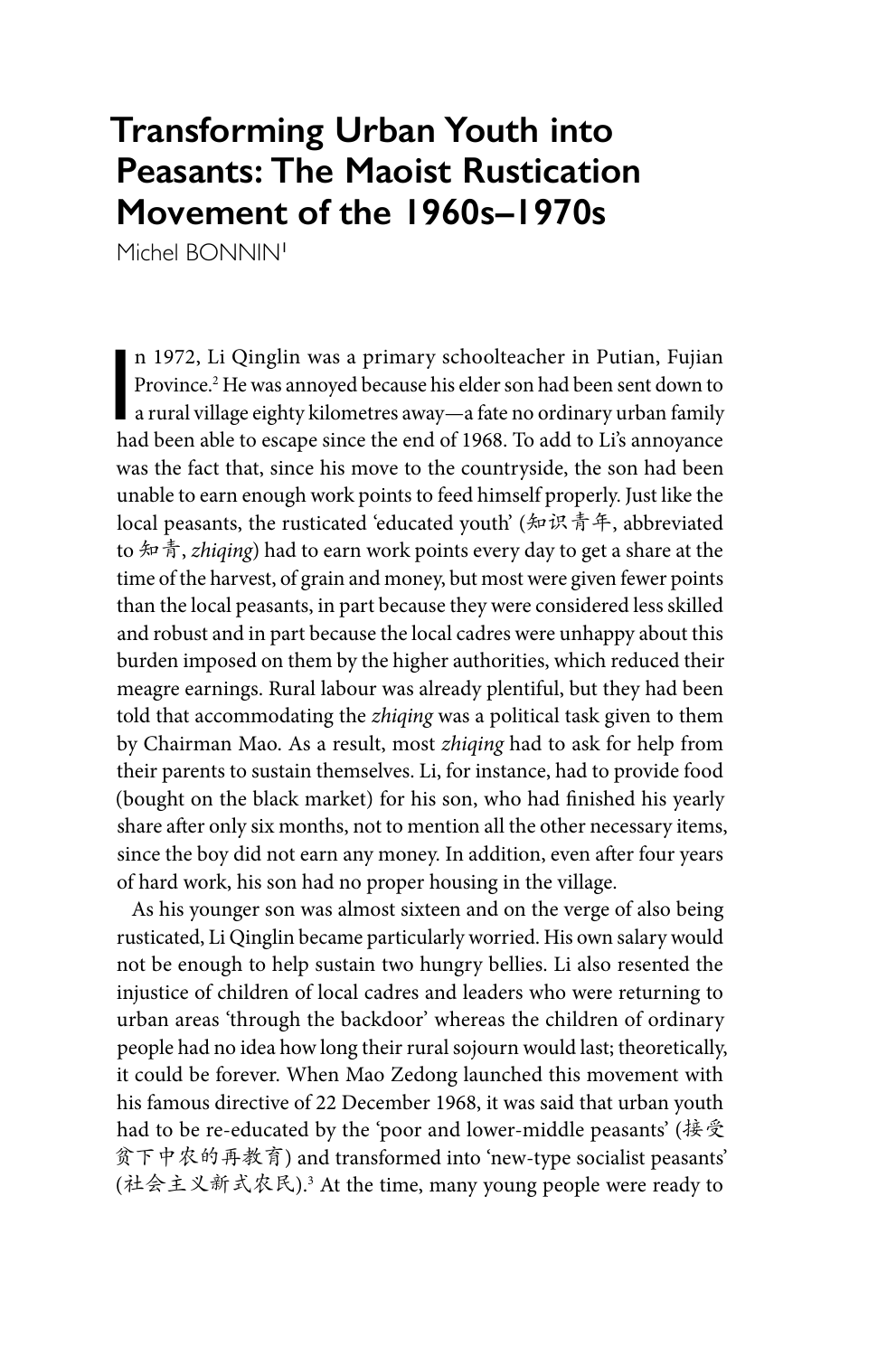# Transforming Urban Youth into Peasants: The Maoist Rustication Movement of the 1960s–1970s

Michel BONNIN[1]

In 1972, Li Qinglin was a primary schoolteacher in Putian, Fujian Province.[2] He was annoyed because his elder son had been sent down to a rural village eighty kilometres away—a fate no ordinary urban family had been able to escape since the end of 1968. To add to Li's annoyance was the fact that, since his move to the countryside, the son had been unable to earn enough work points to feed himself properly. Just like the local peasants, the rusticated 'educated youth' (知识青年, abbreviated to 知青, *zhiqing*) had to earn work points every day to get a share at the time of the harvest, of grain and money, but most were given fewer points than the local peasants, in part because they were considered less skilled and robust and in part because the local cadres were unhappy about this burden imposed on them by the higher authorities, which reduced their meagre earnings. Rural labour was already plentiful, but they had been told that accommodating the *zhiqing* was a political task given to them by Chairman Mao. As a result, most *zhiqing* had to ask for help from their parents to sustain themselves. Li, for instance, had to provide food (bought on the black market) for his son, who had finished his yearly share after only six months, not to mention all the other necessary items, since the boy did not earn any money. In addition, even after four years of hard work, his son had no proper housing in the village.

As his younger son was almost sixteen and on the verge of also being rusticated, Li Qinglin became particularly worried. His own salary would not be enough to help sustain two hungry bellies. Li also resented the injustice of children of local cadres and leaders who were returning to urban areas 'through the backdoor' whereas the children of ordinary people had no idea how long their rural sojourn would last; theoretically, it could be forever. When Mao Zedong launched this movement with his famous directive of 22 December 1968, it was said that urban youth had to be re-educated by the 'poor and lower-middle peasants' (接受贫下中农的再教育) and transformed into 'new-type socialist peasants' (社会主义新式农民).[3] At the time, many young people were ready to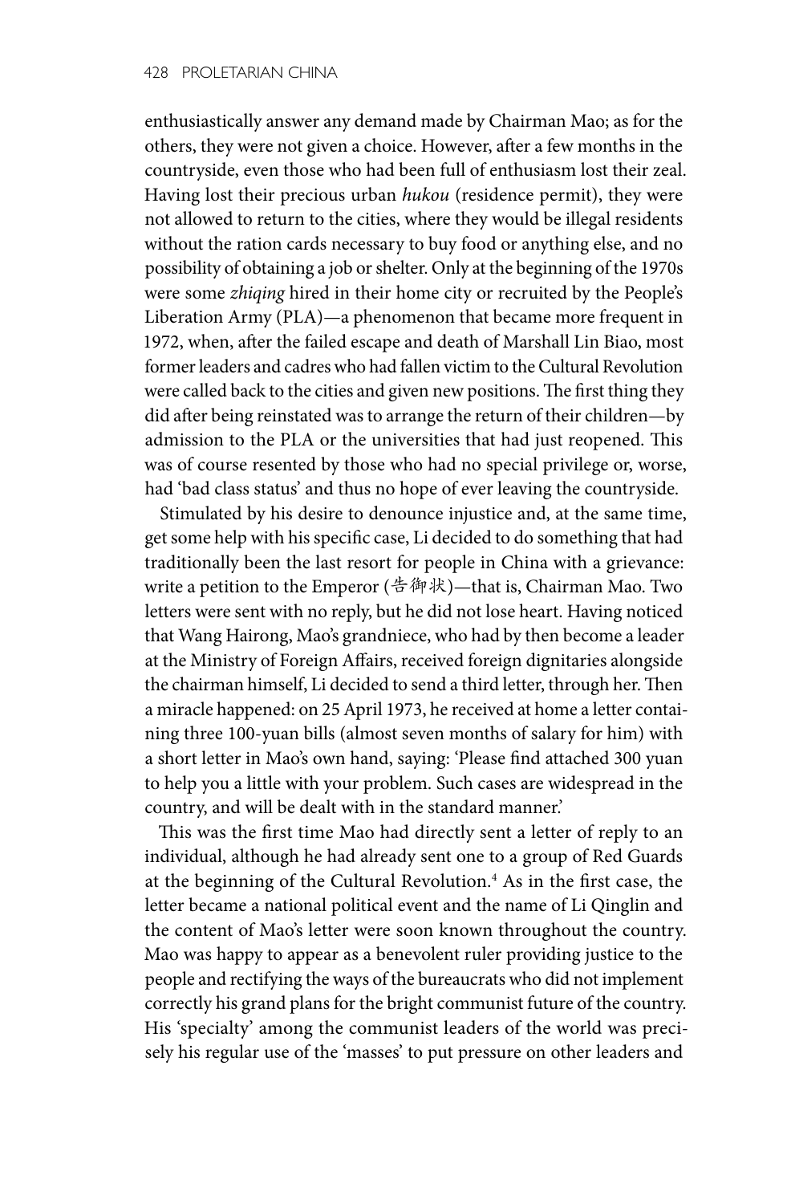enthusiastically answer any demand made by Chairman Mao; as for the others, they were not given a choice. However, after a few months in the countryside, even those who had been full of enthusiasm lost their zeal. Having lost their precious urban *hukou* (residence permit), they were not allowed to return to the cities, where they would be illegal residents without the ration cards necessary to buy food or anything else, and no possibility of obtaining a job or shelter. Only at the beginning of the 1970s were some *zhiqing* hired in their home city or recruited by the People's Liberation Army (PLA)—a phenomenon that became more frequent in 1972, when, after the failed escape and death of Marshall Lin Biao, most former leaders and cadres who had fallen victim to the Cultural Revolution were called back to the cities and given new positions. The first thing they did after being reinstated was to arrange the return of their children—by admission to the PLA or the universities that had just reopened. This was of course resented by those who had no special privilege or, worse, had 'bad class status' and thus no hope of ever leaving the countryside.

Stimulated by his desire to denounce injustice and, at the same time, get some help with his specific case, Li decided to do something that had traditionally been the last resort for people in China with a grievance: write a petition to the Emperor (告御状)—that is, Chairman Mao. Two letters were sent with no reply, but he did not lose heart. Having noticed that Wang Hairong, Mao's grandniece, who had by then become a leader at the Ministry of Foreign Affairs, received foreign dignitaries alongside the chairman himself, Li decided to send a third letter, through her. Then a miracle happened: on 25 April 1973, he received at home a letter containing three 100-yuan bills (almost seven months of salary for him) with a short letter in Mao's own hand, saying: 'Please find attached 300 yuan to help you a little with your problem. Such cases are widespread in the country, and will be dealt with in the standard manner.'

This was the first time Mao had directly sent a letter of reply to an individual, although he had already sent one to a group of Red Guards at the beginning of the Cultural Revolution.[4] As in the first case, the letter became a national political event and the name of Li Qinglin and the content of Mao's letter were soon known throughout the country. Mao was happy to appear as a benevolent ruler providing justice to the people and rectifying the ways of the bureaucrats who did not implement correctly his grand plans for the bright communist future of the country. His 'specialty' among the communist leaders of the world was precisely his regular use of the 'masses' to put pressure on other leaders and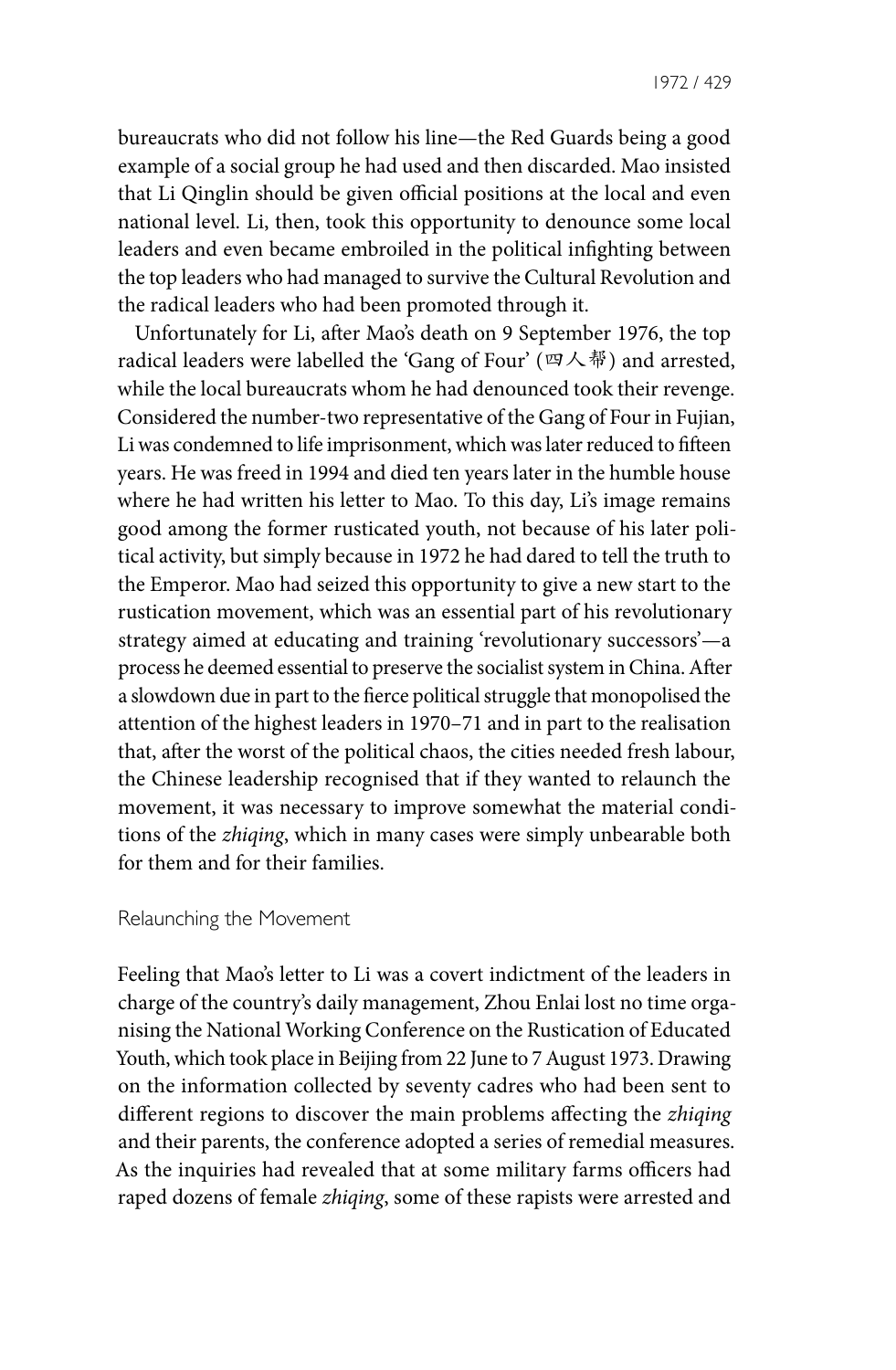bureaucrats who did not follow his line—the Red Guards being a good example of a social group he had used and then discarded. Mao insisted that Li Qinglin should be given official positions at the local and even national level. Li, then, took this opportunity to denounce some local leaders and even became embroiled in the political infighting between the top leaders who had managed to survive the Cultural Revolution and the radical leaders who had been promoted through it.

Unfortunately for Li, after Mao's death on 9 September 1976, the top radical leaders were labelled the 'Gang of Four' (四人帮) and arrested, while the local bureaucrats whom he had denounced took their revenge. Considered the number-two representative of the Gang of Four in Fujian, Li was condemned to life imprisonment, which was later reduced to fifteen years. He was freed in 1994 and died ten years later in the humble house where he had written his letter to Mao. To this day, Li's image remains good among the former rusticated youth, not because of his later political activity, but simply because in 1972 he had dared to tell the truth to the Emperor. Mao had seized this opportunity to give a new start to the rustication movement, which was an essential part of his revolutionary strategy aimed at educating and training 'revolutionary successors'—a process he deemed essential to preserve the socialist system in China. After a slowdown due in part to the fierce political struggle that monopolised the attention of the highest leaders in 1970–71 and in part to the realisation that, after the worst of the political chaos, the cities needed fresh labour, the Chinese leadership recognised that if they wanted to relaunch the movement, it was necessary to improve somewhat the material conditions of the *zhiqing*, which in many cases were simply unbearable both for them and for their families.

## Relaunching the Movement

Feeling that Mao's letter to Li was a covert indictment of the leaders in charge of the country's daily management, Zhou Enlai lost no time organising the National Working Conference on the Rustication of Educated Youth, which took place in Beijing from 22 June to 7 August 1973. Drawing on the information collected by seventy cadres who had been sent to different regions to discover the main problems affecting the *zhiqing* and their parents, the conference adopted a series of remedial measures. As the inquiries had revealed that at some military farms officers had raped dozens of female *zhiqing*, some of these rapists were arrested and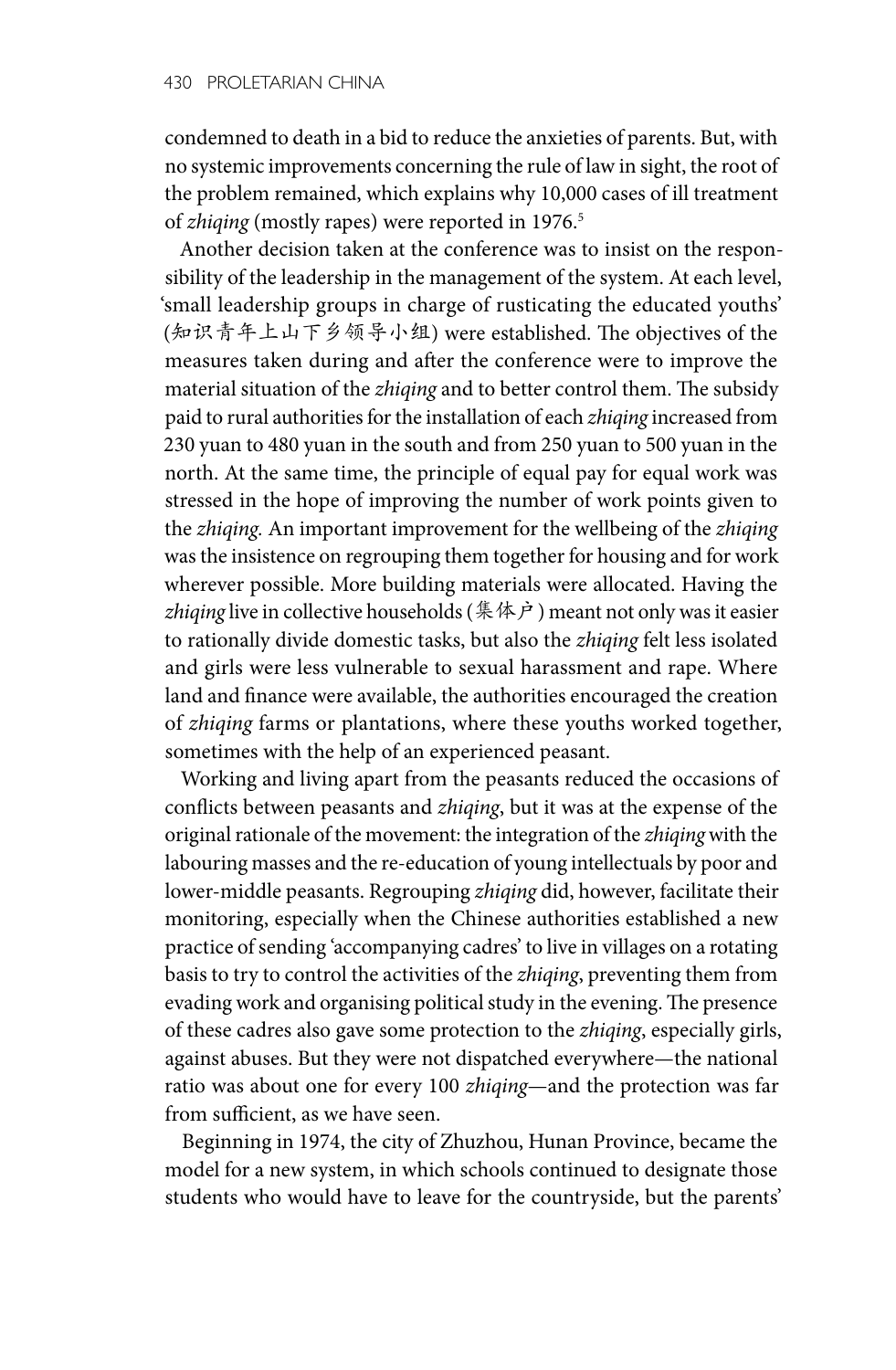condemned to death in a bid to reduce the anxieties of parents. But, with no systemic improvements concerning the rule of law in sight, the root of the problem remained, which explains why 10,000 cases of ill treatment of *zhiqing* (mostly rapes) were reported in 1976.[5]

Another decision taken at the conference was to insist on the responsibility of the leadership in the management of the system. At each level, 'small leadership groups in charge of rusticating the educated youths' (知识青年上山下乡领导小组) were established. The objectives of the measures taken during and after the conference were to improve the material situation of the *zhiqing* and to better control them. The subsidy paid to rural authorities for the installation of each *zhiqing* increased from 230 yuan to 480 yuan in the south and from 250 yuan to 500 yuan in the north. At the same time, the principle of equal pay for equal work was stressed in the hope of improving the number of work points given to the *zhiqing.* An important improvement for the wellbeing of the *zhiqing* was the insistence on regrouping them together for housing and for work wherever possible. More building materials were allocated. Having the *zhiqing* live in collective households (集体户) meant not only was it easier to rationally divide domestic tasks, but also the *zhiqing* felt less isolated and girls were less vulnerable to sexual harassment and rape. Where land and finance were available, the authorities encouraged the creation of *zhiqing* farms or plantations, where these youths worked together, sometimes with the help of an experienced peasant.

Working and living apart from the peasants reduced the occasions of conflicts between peasants and *zhiqing*, but it was at the expense of the original rationale of the movement: the integration of the *zhiqing* with the labouring masses and the re-education of young intellectuals by poor and lower-middle peasants. Regrouping *zhiqing* did, however, facilitate their monitoring, especially when the Chinese authorities established a new practice of sending 'accompanying cadres' to live in villages on a rotating basis to try to control the activities of the *zhiqing*, preventing them from evading work and organising political study in the evening. The presence of these cadres also gave some protection to the *zhiqing*, especially girls, against abuses. But they were not dispatched everywhere—the national ratio was about one for every 100 *zhiqing*—and the protection was far from sufficient, as we have seen.

Beginning in 1974, the city of Zhuzhou, Hunan Province, became the model for a new system, in which schools continued to designate those students who would have to leave for the countryside, but the parents'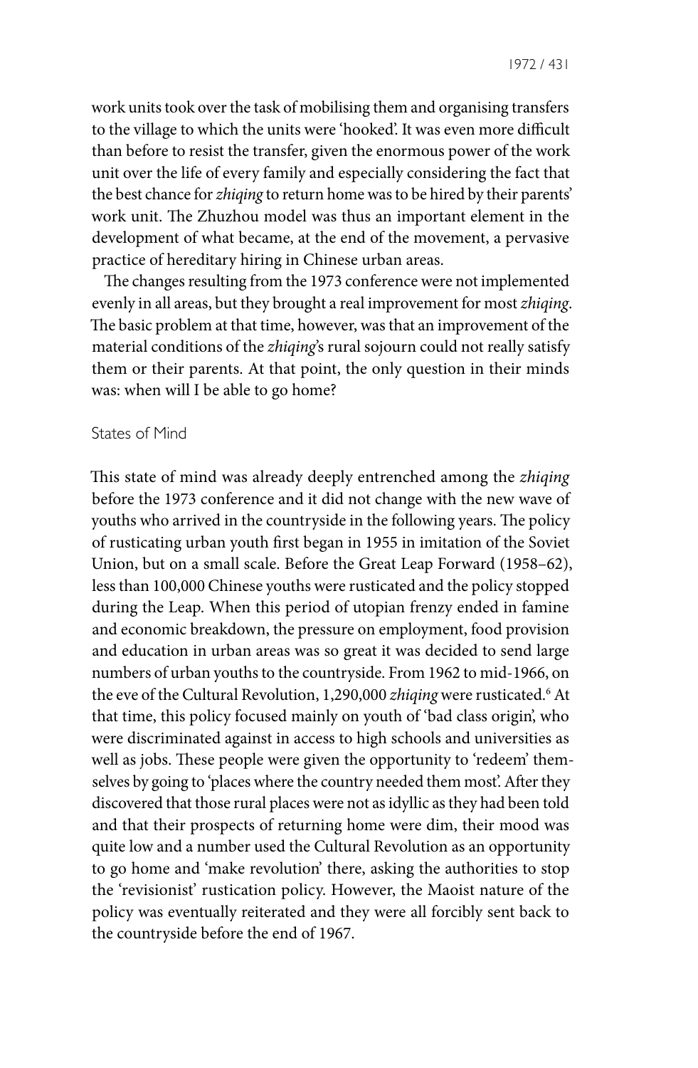work units took over the task of mobilising them and organising transfers to the village to which the units were 'hooked'. It was even more difficult than before to resist the transfer, given the enormous power of the work unit over the life of every family and especially considering the fact that the best chance for *zhiqing* to return home was to be hired by their parents' work unit. The Zhuzhou model was thus an important element in the development of what became, at the end of the movement, a pervasive practice of hereditary hiring in Chinese urban areas.

The changes resulting from the 1973 conference were not implemented evenly in all areas, but they brought a real improvement for most *zhiqing*. The basic problem at that time, however, was that an improvement of the material conditions of the *zhiqing*'s rural sojourn could not really satisfy them or their parents. At that point, the only question in their minds was: when will I be able to go home?

## States of Mind

This state of mind was already deeply entrenched among the *zhiqing* before the 1973 conference and it did not change with the new wave of youths who arrived in the countryside in the following years. The policy of rusticating urban youth first began in 1955 in imitation of the Soviet Union, but on a small scale. Before the Great Leap Forward (1958–62), less than 100,000 Chinese youths were rusticated and the policy stopped during the Leap. When this period of utopian frenzy ended in famine and economic breakdown, the pressure on employment, food provision and education in urban areas was so great it was decided to send large numbers of urban youths to the countryside. From 1962 to mid-1966, on the eve of the Cultural Revolution, 1,290,000 *zhiqing* were rusticated.[6] At that time, this policy focused mainly on youth of 'bad class origin', who were discriminated against in access to high schools and universities as well as jobs. These people were given the opportunity to 'redeem' themselves by going to 'places where the country needed them most'. After they discovered that those rural places were not as idyllic as they had been told and that their prospects of returning home were dim, their mood was quite low and a number used the Cultural Revolution as an opportunity to go home and 'make revolution' there, asking the authorities to stop the 'revisionist' rustication policy. However, the Maoist nature of the policy was eventually reiterated and they were all forcibly sent back to the countryside before the end of 1967.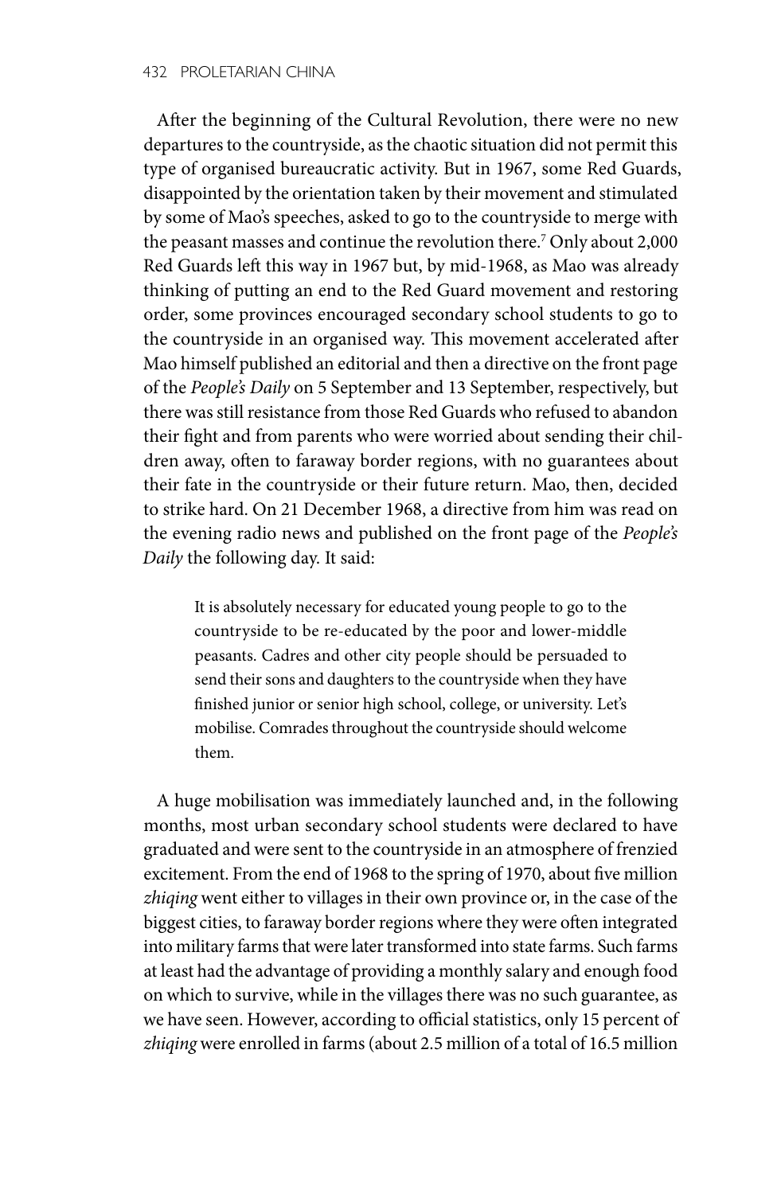After the beginning of the Cultural Revolution, there were no new departures to the countryside, as the chaotic situation did not permit this type of organised bureaucratic activity. But in 1967, some Red Guards, disappointed by the orientation taken by their movement and stimulated by some of Mao's speeches, asked to go to the countryside to merge with the peasant masses and continue the revolution there.[7] Only about 2,000 Red Guards left this way in 1967 but, by mid-1968, as Mao was already thinking of putting an end to the Red Guard movement and restoring order, some provinces encouraged secondary school students to go to the countryside in an organised way. This movement accelerated after Mao himself published an editorial and then a directive on the front page of the *People's Daily* on 5 September and 13 September, respectively, but there was still resistance from those Red Guards who refused to abandon their fight and from parents who were worried about sending their children away, often to faraway border regions, with no guarantees about their fate in the countryside or their future return. Mao, then, decided to strike hard. On 21 December 1968, a directive from him was read on the evening radio news and published on the front page of the *People's Daily* the following day. It said:

> It is absolutely necessary for educated young people to go to the countryside to be re-educated by the poor and lower-middle peasants. Cadres and other city people should be persuaded to send their sons and daughters to the countryside when they have finished junior or senior high school, college, or university. Let's mobilise. Comrades throughout the countryside should welcome them.

A huge mobilisation was immediately launched and, in the following months, most urban secondary school students were declared to have graduated and were sent to the countryside in an atmosphere of frenzied excitement. From the end of 1968 to the spring of 1970, about five million *zhiqing* went either to villages in their own province or, in the case of the biggest cities, to faraway border regions where they were often integrated into military farms that were later transformed into state farms. Such farms at least had the advantage of providing a monthly salary and enough food on which to survive, while in the villages there was no such guarantee, as we have seen. However, according to official statistics, only 15 percent of *zhiqing* were enrolled in farms (about 2.5 million of a total of 16.5 million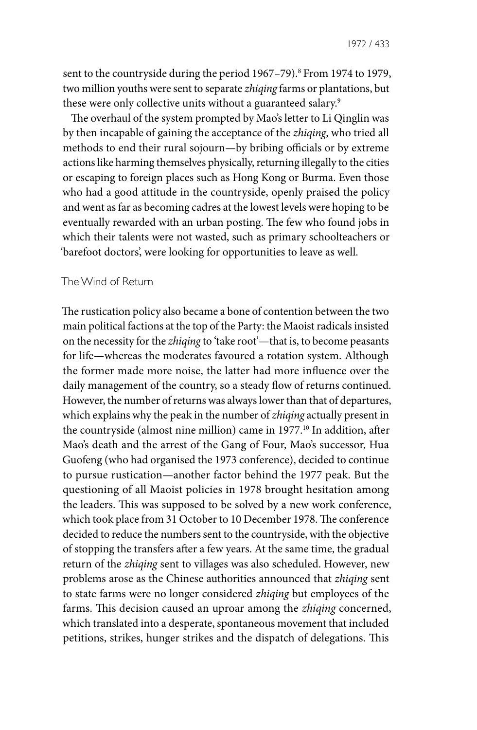sent to the countryside during the period 1967–79).[8] From 1974 to 1979, two million youths were sent to separate *zhiqing* farms or plantations, but these were only collective units without a guaranteed salary.[9]

The overhaul of the system prompted by Mao's letter to Li Qinglin was by then incapable of gaining the acceptance of the *zhiqing*, who tried all methods to end their rural sojourn—by bribing officials or by extreme actions like harming themselves physically, returning illegally to the cities or escaping to foreign places such as Hong Kong or Burma. Even those who had a good attitude in the countryside, openly praised the policy and went as far as becoming cadres at the lowest levels were hoping to be eventually rewarded with an urban posting. The few who found jobs in which their talents were not wasted, such as primary schoolteachers or 'barefoot doctors', were looking for opportunities to leave as well.

## The Wind of Return

The rustication policy also became a bone of contention between the two main political factions at the top of the Party: the Maoist radicals insisted on the necessity for the *zhiqing* to 'take root'—that is, to become peasants for life—whereas the moderates favoured a rotation system. Although the former made more noise, the latter had more influence over the daily management of the country, so a steady flow of returns continued. However, the number of returns was always lower than that of departures, which explains why the peak in the number of *zhiqing* actually present in the countryside (almost nine million) came in 1977.[10] In addition, after Mao's death and the arrest of the Gang of Four, Mao's successor, Hua Guofeng (who had organised the 1973 conference), decided to continue to pursue rustication—another factor behind the 1977 peak. But the questioning of all Maoist policies in 1978 brought hesitation among the leaders. This was supposed to be solved by a new work conference, which took place from 31 October to 10 December 1978. The conference decided to reduce the numbers sent to the countryside, with the objective of stopping the transfers after a few years. At the same time, the gradual return of the *zhiqing* sent to villages was also scheduled. However, new problems arose as the Chinese authorities announced that *zhiqing* sent to state farms were no longer considered *zhiqing* but employees of the farms. This decision caused an uproar among the *zhiqing* concerned, which translated into a desperate, spontaneous movement that included petitions, strikes, hunger strikes and the dispatch of delegations. This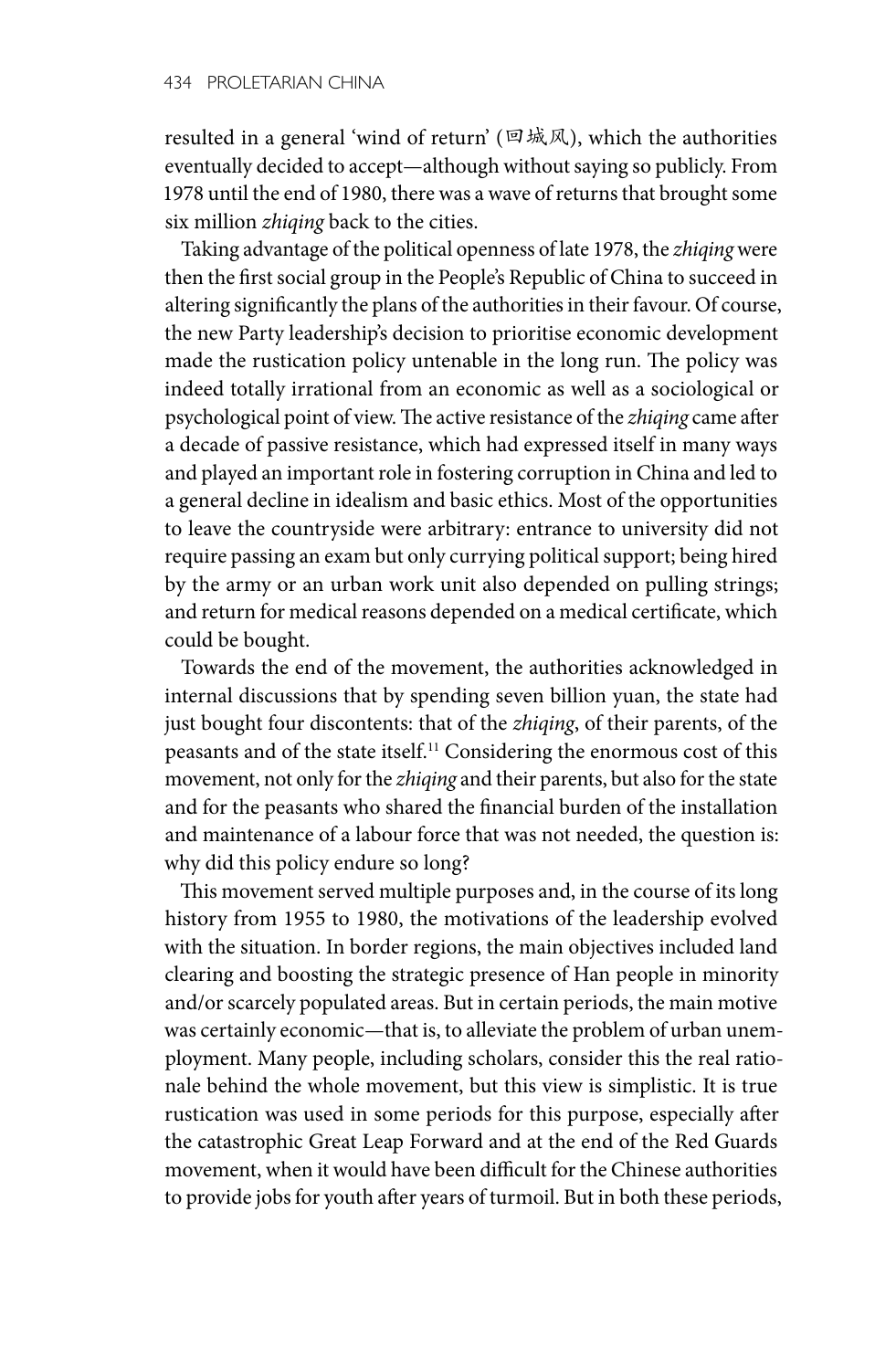resulted in a general 'wind of return' (回城风), which the authorities eventually decided to accept—although without saying so publicly. From 1978 until the end of 1980, there was a wave of returns that brought some six million *zhiqing* back to the cities.

Taking advantage of the political openness of late 1978, the *zhiqing* were then the first social group in the People's Republic of China to succeed in altering significantly the plans of the authorities in their favour. Of course, the new Party leadership's decision to prioritise economic development made the rustication policy untenable in the long run. The policy was indeed totally irrational from an economic as well as a sociological or psychological point of view. The active resistance of the *zhiqing* came after a decade of passive resistance, which had expressed itself in many ways and played an important role in fostering corruption in China and led to a general decline in idealism and basic ethics. Most of the opportunities to leave the countryside were arbitrary: entrance to university did not require passing an exam but only currying political support; being hired by the army or an urban work unit also depended on pulling strings; and return for medical reasons depended on a medical certificate, which could be bought.

Towards the end of the movement, the authorities acknowledged in internal discussions that by spending seven billion yuan, the state had just bought four discontents: that of the *zhiqing*, of their parents, of the peasants and of the state itself.[11] Considering the enormous cost of this movement, not only for the *zhiqing* and their parents, but also for the state and for the peasants who shared the financial burden of the installation and maintenance of a labour force that was not needed, the question is: why did this policy endure so long?

This movement served multiple purposes and, in the course of its long history from 1955 to 1980, the motivations of the leadership evolved with the situation. In border regions, the main objectives included land clearing and boosting the strategic presence of Han people in minority and/or scarcely populated areas. But in certain periods, the main motive was certainly economic—that is, to alleviate the problem of urban unemployment. Many people, including scholars, consider this the real rationale behind the whole movement, but this view is simplistic. It is true rustication was used in some periods for this purpose, especially after the catastrophic Great Leap Forward and at the end of the Red Guards movement, when it would have been difficult for the Chinese authorities to provide jobs for youth after years of turmoil. But in both these periods,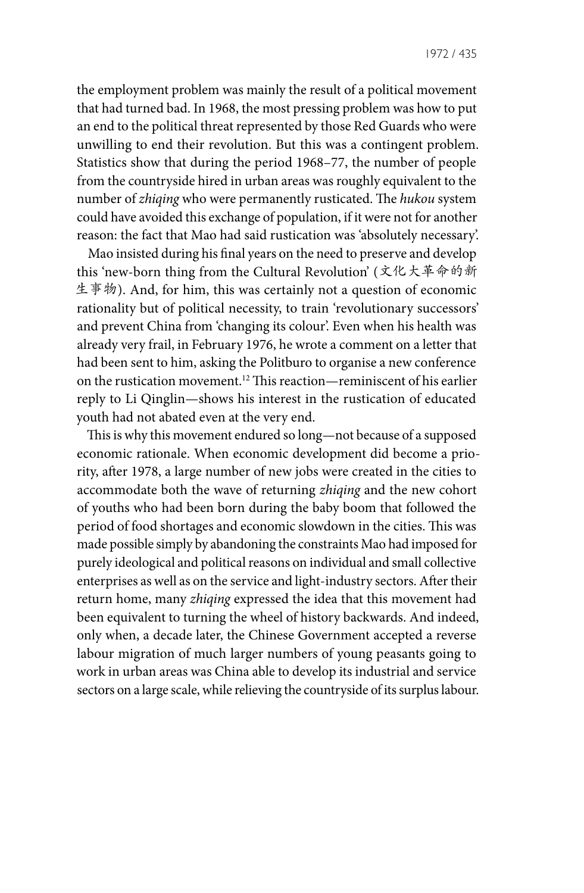the employment problem was mainly the result of a political movement that had turned bad. In 1968, the most pressing problem was how to put an end to the political threat represented by those Red Guards who were unwilling to end their revolution. But this was a contingent problem. Statistics show that during the period 1968–77, the number of people from the countryside hired in urban areas was roughly equivalent to the number of *zhiqing* who were permanently rusticated. The *hukou* system could have avoided this exchange of population, if it were not for another reason: the fact that Mao had said rustication was 'absolutely necessary'.

Mao insisted during his final years on the need to preserve and develop this 'new-born thing from the Cultural Revolution' (文化大革命的新生事物). And, for him, this was certainly not a question of economic rationality but of political necessity, to train 'revolutionary successors' and prevent China from 'changing its colour'. Even when his health was already very frail, in February 1976, he wrote a comment on a letter that had been sent to him, asking the Politburo to organise a new conference on the rustication movement.[12] This reaction—reminiscent of his earlier reply to Li Qinglin—shows his interest in the rustication of educated youth had not abated even at the very end.

This is why this movement endured so long—not because of a supposed economic rationale. When economic development did become a priority, after 1978, a large number of new jobs were created in the cities to accommodate both the wave of returning *zhiqing* and the new cohort of youths who had been born during the baby boom that followed the period of food shortages and economic slowdown in the cities. This was made possible simply by abandoning the constraints Mao had imposed for purely ideological and political reasons on individual and small collective enterprises as well as on the service and light-industry sectors. After their return home, many *zhiqing* expressed the idea that this movement had been equivalent to turning the wheel of history backwards. And indeed, only when, a decade later, the Chinese Government accepted a reverse labour migration of much larger numbers of young peasants going to work in urban areas was China able to develop its industrial and service sectors on a large scale, while relieving the countryside of its surplus labour.